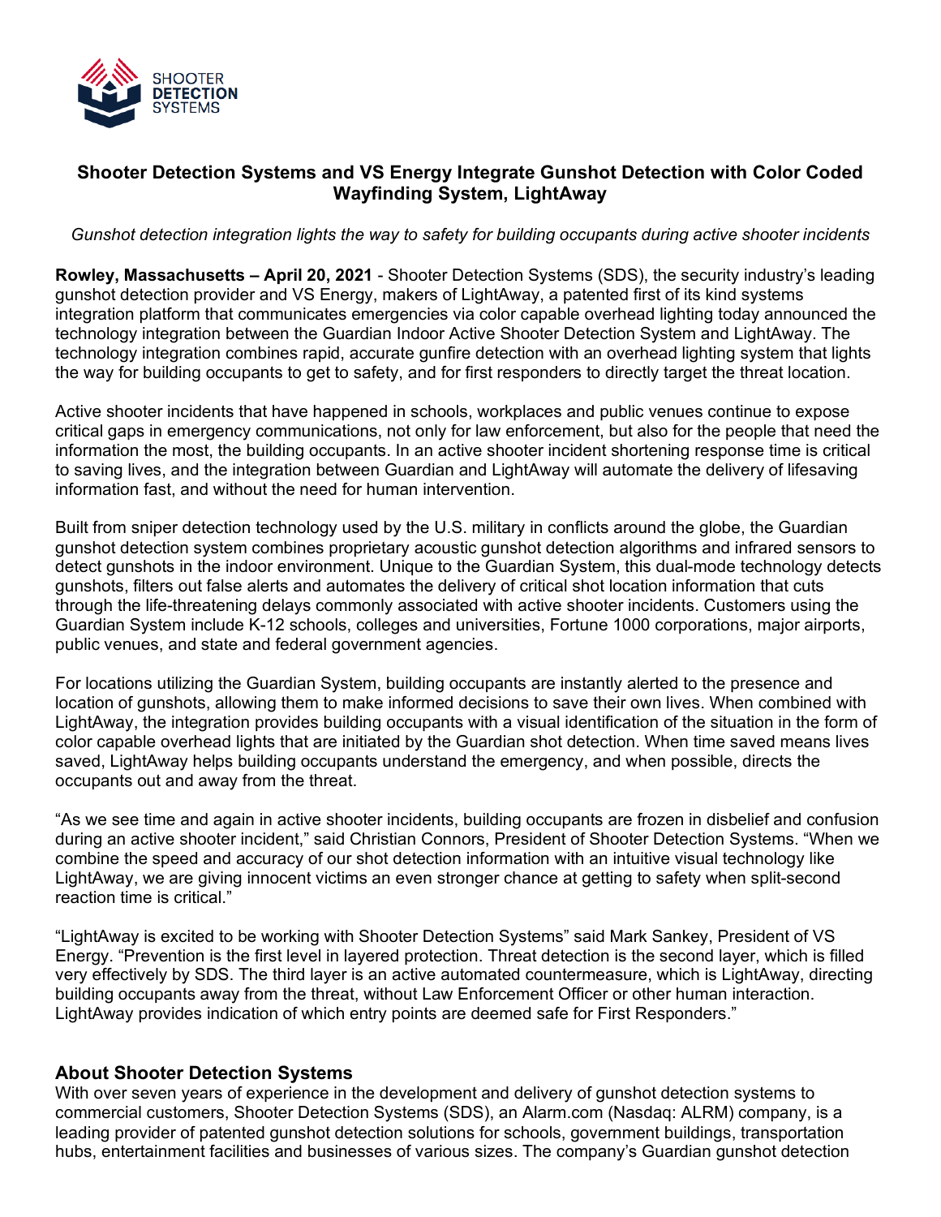SHOOTER DETECTION SYSTEMS

## Shooter Detection Systems and VS Energy Integrate Gunshot Detection with Color Coded Wayfinding System, LightAway

*Gunshot detection integration lights the way to safety for building occupants during active shooter incidents*

**Rowley, Massachusetts – April 20, 2021** - Shooter Detection Systems (SDS), the security industry's leading gunshot detection provider and VS Energy, makers of LightAway, a patented first of its kind systems integration platform that communicates emergencies via color capable overhead lighting today announced the technology integration between the Guardian Indoor Active Shooter Detection System and LightAway. The technology integration combines rapid, accurate gunfire detection with an overhead lighting system that lights the way for building occupants to get to safety, and for first responders to directly target the threat location.

Active shooter incidents that have happened in schools, workplaces and public venues continue to expose critical gaps in emergency communications, not only for law enforcement, but also for the people that need the information the most, the building occupants. In an active shooter incident shortening response time is critical to saving lives, and the integration between Guardian and LightAway will automate the delivery of lifesaving information fast, and without the need for human intervention.

Built from sniper detection technology used by the U.S. military in conflicts around the globe, the Guardian gunshot detection system combines proprietary acoustic gunshot detection algorithms and infrared sensors to detect gunshots in the indoor environment. Unique to the Guardian System, this dual-mode technology detects gunshots, filters out false alerts and automates the delivery of critical shot location information that cuts through the life-threatening delays commonly associated with active shooter incidents. Customers using the Guardian System include K-12 schools, colleges and universities, Fortune 1000 corporations, major airports, public venues, and state and federal government agencies.

For locations utilizing the Guardian System, building occupants are instantly alerted to the presence and location of gunshots, allowing them to make informed decisions to save their own lives. When combined with LightAway, the integration provides building occupants with a visual identification of the situation in the form of color capable overhead lights that are initiated by the Guardian shot detection. When time saved means lives saved, LightAway helps building occupants understand the emergency, and when possible, directs the occupants out and away from the threat.

"As we see time and again in active shooter incidents, building occupants are frozen in disbelief and confusion during an active shooter incident," said Christian Connors, President of Shooter Detection Systems. "When we combine the speed and accuracy of our shot detection information with an intuitive visual technology like LightAway, we are giving innocent victims an even stronger chance at getting to safety when split-second reaction time is critical."

"LightAway is excited to be working with Shooter Detection Systems" said Mark Sankey, President of VS Energy. "Prevention is the first level in layered protection. Threat detection is the second layer, which is filled very effectively by SDS. The third layer is an active automated countermeasure, which is LightAway, directing building occupants away from the threat, without Law Enforcement Officer or other human interaction. LightAway provides indication of which entry points are deemed safe for First Responders."

### About Shooter Detection Systems

With over seven years of experience in the development and delivery of gunshot detection systems to commercial customers, Shooter Detection Systems (SDS), an Alarm.com (Nasdaq: ALRM) company, is a leading provider of patented gunshot detection solutions for schools, government buildings, transportation hubs, entertainment facilities and businesses of various sizes. The company's Guardian gunshot detection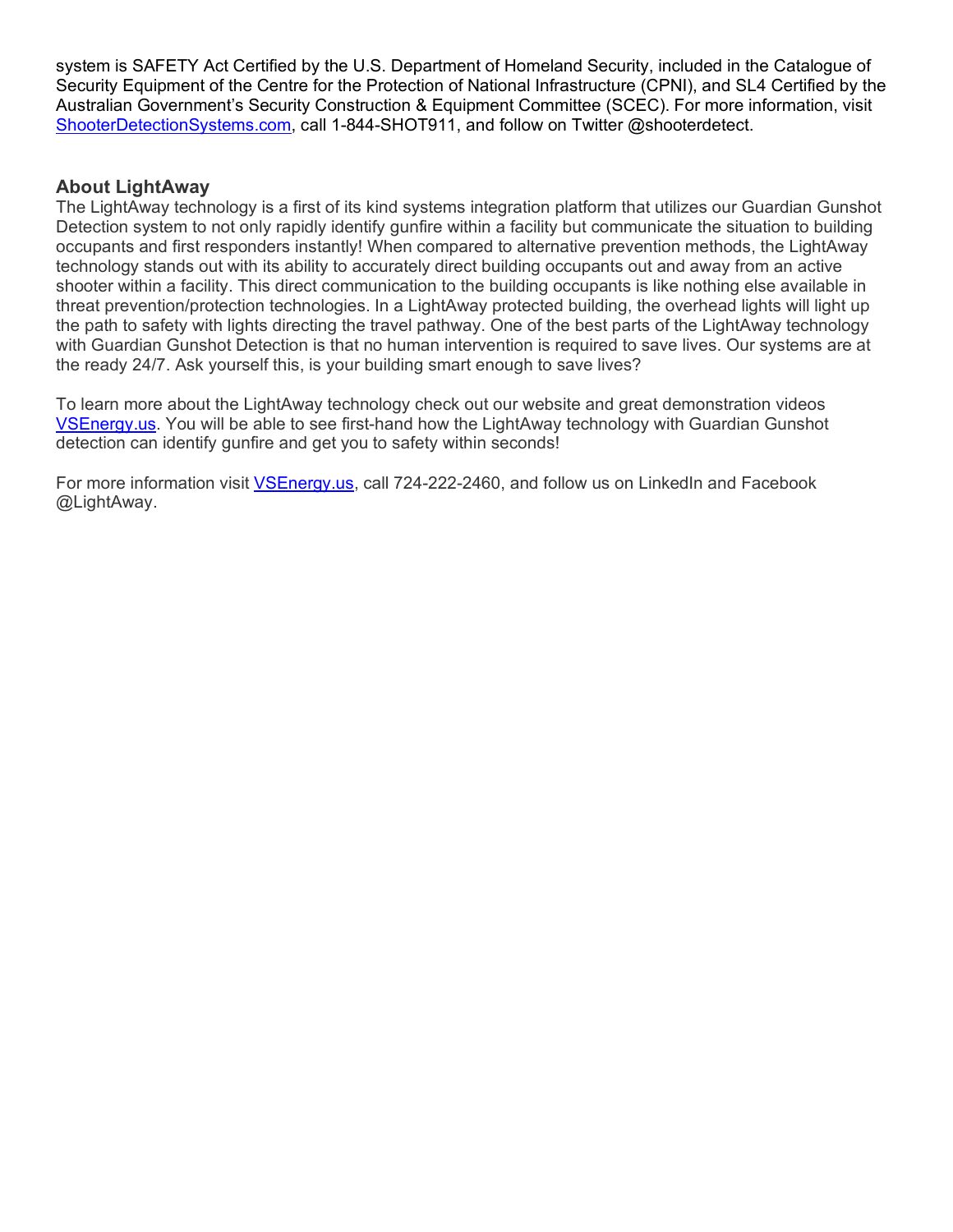system is SAFETY Act Certified by the U.S. Department of Homeland Security, included in the Catalogue of Security Equipment of the Centre for the Protection of National Infrastructure (CPNI), and SL4 Certified by the Australian Government's Security Construction & Equipment Committee (SCEC). For more information, visit [ShooterDetectionSystems.com](ShooterDetectionSystems.com), call 1-844-SHOT911, and follow on Twitter @shooterdetect.

### About LightAway

The LightAway technology is a first of its kind systems integration platform that utilizes our Guardian Gunshot Detection system to not only rapidly identify gunfire within a facility but communicate the situation to building occupants and first responders instantly! When compared to alternative prevention methods, the LightAway technology stands out with its ability to accurately direct building occupants out and away from an active shooter within a facility. This direct communication to the building occupants is like nothing else available in threat prevention/protection technologies. In a LightAway protected building, the overhead lights will light up the path to safety with lights directing the travel pathway. One of the best parts of the LightAway technology with Guardian Gunshot Detection is that no human intervention is required to save lives. Our systems are at the ready 24/7. Ask yourself this, is your building smart enough to save lives?

To learn more about the LightAway technology check out our website and great demonstration videos [VSEnergy.us](VSEnergy.us). You will be able to see first-hand how the LightAway technology with Guardian Gunshot detection can identify gunfire and get you to safety within seconds!

For more information visit [VSEnergy.us](VSEnergy.us), call 724-222-2460, and follow us on LinkedIn and Facebook @LightAway.